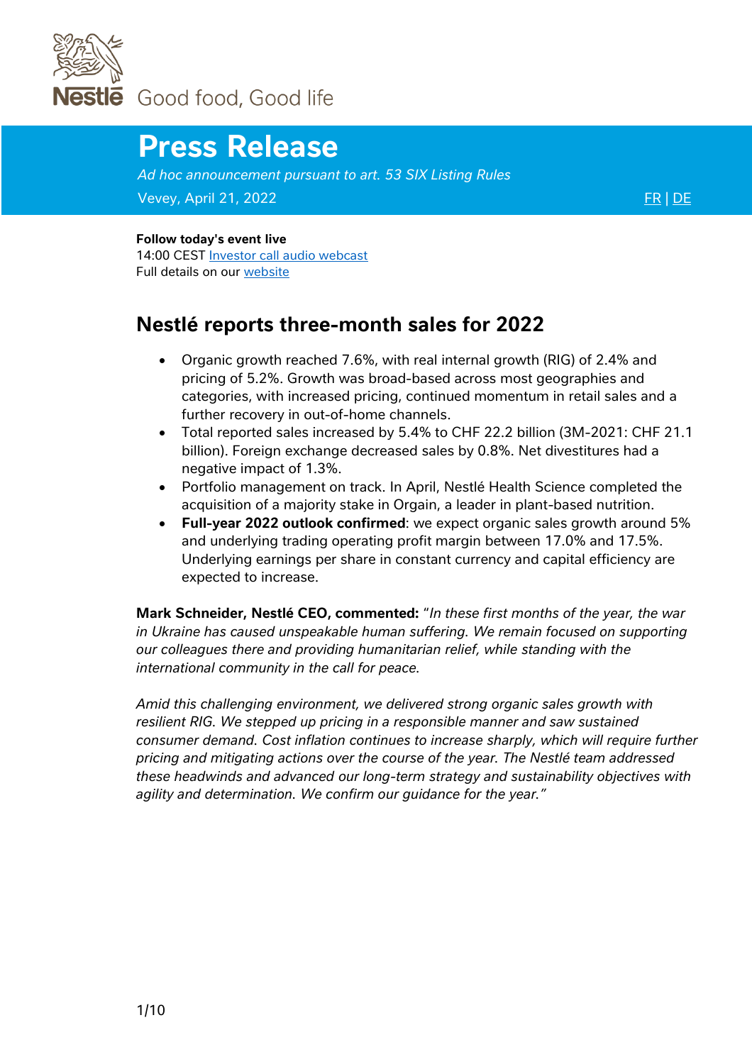Nestlé Good food, Good life

# Press Release

*Ad hoc announcement pursuant to art. 53 SIX Listing Rules*

Vevey, April 21, 2022

FR | DE

**Follow today's event live**
14:00 CEST Investor call audio webcast
Full details on our website

## Nestlé reports three-month sales for 2022

- Organic growth reached 7.6%, with real internal growth (RIG) of 2.4% and pricing of 5.2%. Growth was broad-based across most geographies and categories, with increased pricing, continued momentum in retail sales and a further recovery in out-of-home channels.
- Total reported sales increased by 5.4% to CHF 22.2 billion (3M-2021: CHF 21.1 billion). Foreign exchange decreased sales by 0.8%. Net divestitures had a negative impact of 1.3%.
- Portfolio management on track. In April, Nestlé Health Science completed the acquisition of a majority stake in Orgain, a leader in plant-based nutrition.
- **Full-year 2022 outlook confirmed**: we expect organic sales growth around 5% and underlying trading operating profit margin between 17.0% and 17.5%. Underlying earnings per share in constant currency and capital efficiency are expected to increase.

**Mark Schneider, Nestlé CEO, commented:** "*In these first months of the year, the war in Ukraine has caused unspeakable human suffering. We remain focused on supporting our colleagues there and providing humanitarian relief, while standing with the international community in the call for peace.*

*Amid this challenging environment, we delivered strong organic sales growth with resilient RIG. We stepped up pricing in a responsible manner and saw sustained consumer demand. Cost inflation continues to increase sharply, which will require further pricing and mitigating actions over the course of the year. The Nestlé team addressed these headwinds and advanced our long-term strategy and sustainability objectives with agility and determination. We confirm our guidance for the year.*"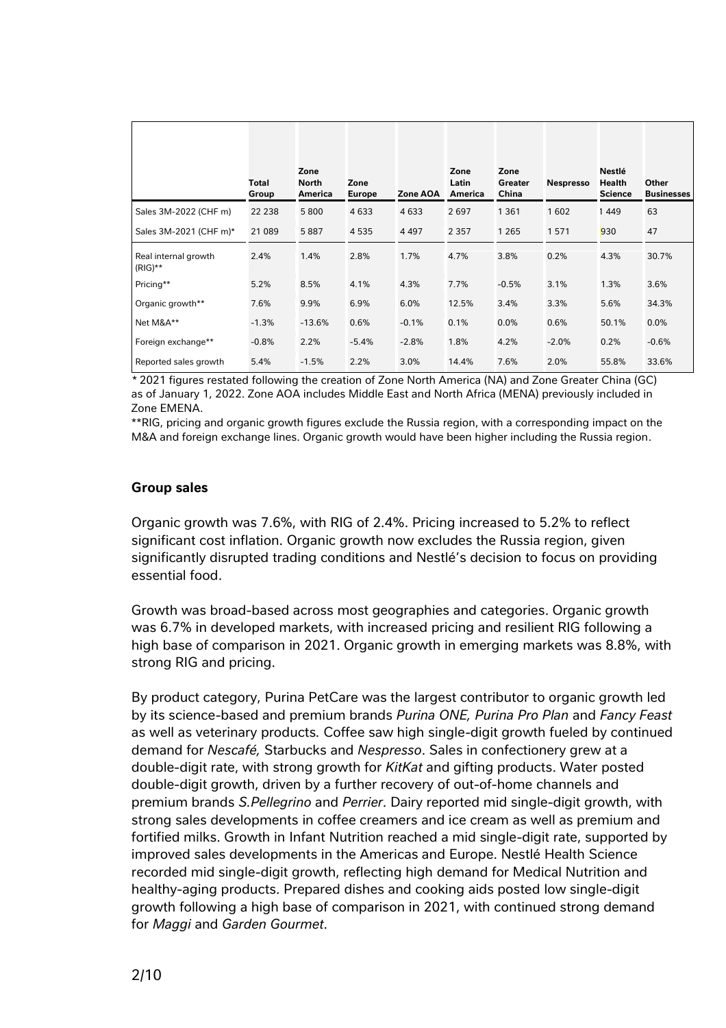| | Total Group | Zone North America | Zone Europe | Zone AOA | Zone Latin America | Zone Greater China | Nespresso | Nestlé Health Science | Other Businesses |
|---|---|---|---|---|---|---|---|---|---|
| Sales 3M-2022 (CHF m) | 22 238 | 5 800 | 4 633 | 4 633 | 2 697 | 1 361 | 1 602 | 1 449 | 63 |
| Sales 3M-2021 (CHF m)* | 21 089 | 5 887 | 4 535 | 4 497 | 2 357 | 1 265 | 1 571 | 930 | 47 |
| Real internal growth (RIG)** | 2.4% | 1.4% | 2.8% | 1.7% | 4.7% | 3.8% | 0.2% | 4.3% | 30.7% |
| Pricing** | 5.2% | 8.5% | 4.1% | 4.3% | 7.7% | -0.5% | 3.1% | 1.3% | 3.6% |
| Organic growth** | 7.6% | 9.9% | 6.9% | 6.0% | 12.5% | 3.4% | 3.3% | 5.6% | 34.3% |
| Net M&A** | -1.3% | -13.6% | 0.6% | -0.1% | 0.1% | 0.0% | 0.6% | 50.1% | 0.0% |
| Foreign exchange** | -0.8% | 2.2% | -5.4% | -2.8% | 1.8% | 4.2% | -2.0% | 0.2% | -0.6% |
| Reported sales growth | 5.4% | -1.5% | 2.2% | 3.0% | 14.4% | 7.6% | 2.0% | 55.8% | 33.6% |

* 2021 figures restated following the creation of Zone North America (NA) and Zone Greater China (GC) as of January 1, 2022. Zone AOA includes Middle East and North Africa (MENA) previously included in Zone EMENA.

**RIG, pricing and organic growth figures exclude the Russia region, with a corresponding impact on the M&A and foreign exchange lines. Organic growth would have been higher including the Russia region.

**Group sales**

Organic growth was 7.6%, with RIG of 2.4%. Pricing increased to 5.2% to reflect significant cost inflation. Organic growth now excludes the Russia region, given significantly disrupted trading conditions and Nestlé's decision to focus on providing essential food.

Growth was broad-based across most geographies and categories. Organic growth was 6.7% in developed markets, with increased pricing and resilient RIG following a high base of comparison in 2021. Organic growth in emerging markets was 8.8%, with strong RIG and pricing.

By product category, Purina PetCare was the largest contributor to organic growth led by its science-based and premium brands *Purina ONE, Purina Pro Plan* and *Fancy Feast* as well as veterinary products. Coffee saw high single-digit growth fueled by continued demand for *Nescafé,* Starbucks and *Nespresso*. Sales in confectionery grew at a double-digit rate, with strong growth for *KitKat* and gifting products. Water posted double-digit growth, driven by a further recovery of out-of-home channels and premium brands *S.Pellegrino* and *Perrier*. Dairy reported mid single-digit growth, with strong sales developments in coffee creamers and ice cream as well as premium and fortified milks. Growth in Infant Nutrition reached a mid single-digit rate, supported by improved sales developments in the Americas and Europe. Nestlé Health Science recorded mid single-digit growth, reflecting high demand for Medical Nutrition and healthy-aging products. Prepared dishes and cooking aids posted low single-digit growth following a high base of comparison in 2021, with continued strong demand for *Maggi* and *Garden Gourmet*.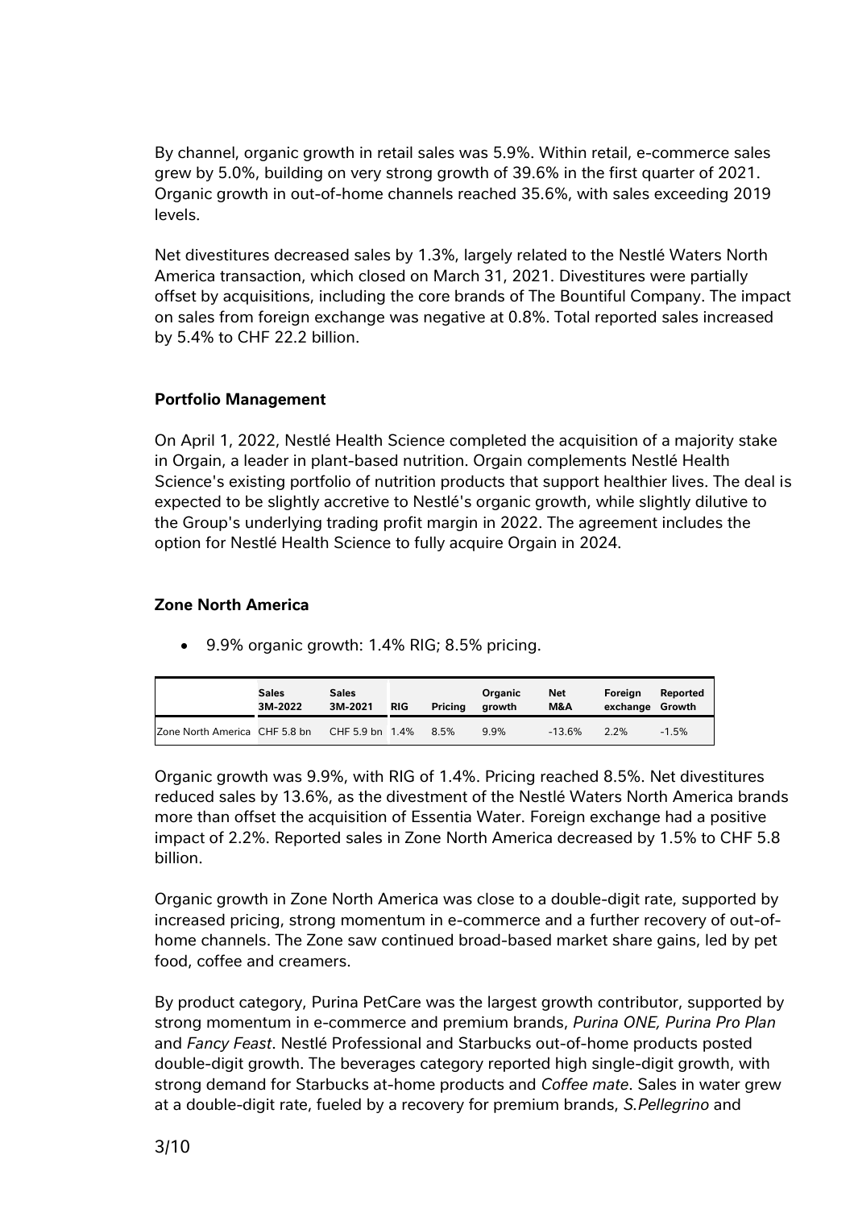By channel, organic growth in retail sales was 5.9%. Within retail, e-commerce sales grew by 5.0%, building on very strong growth of 39.6% in the first quarter of 2021. Organic growth in out-of-home channels reached 35.6%, with sales exceeding 2019 levels.

Net divestitures decreased sales by 1.3%, largely related to the Nestlé Waters North America transaction, which closed on March 31, 2021. Divestitures were partially offset by acquisitions, including the core brands of The Bountiful Company. The impact on sales from foreign exchange was negative at 0.8%. Total reported sales increased by 5.4% to CHF 22.2 billion.

**Portfolio Management**

On April 1, 2022, Nestlé Health Science completed the acquisition of a majority stake in Orgain, a leader in plant-based nutrition. Orgain complements Nestlé Health Science's existing portfolio of nutrition products that support healthier lives. The deal is expected to be slightly accretive to Nestlé's organic growth, while slightly dilutive to the Group's underlying trading profit margin in 2022. The agreement includes the option for Nestlé Health Science to fully acquire Orgain in 2024.

**Zone North America**

- 9.9% organic growth: 1.4% RIG; 8.5% pricing.

| | Sales 3M-2022 | Sales 3M-2021 | RIG | Pricing | Organic growth | Net M&A | Foreign exchange | Reported Growth |
|---|---|---|---|---|---|---|---|---|
| Zone North America | CHF 5.8 bn | CHF 5.9 bn | 1.4% | 8.5% | 9.9% | -13.6% | 2.2% | -1.5% |

Organic growth was 9.9%, with RIG of 1.4%. Pricing reached 8.5%. Net divestitures reduced sales by 13.6%, as the divestment of the Nestlé Waters North America brands more than offset the acquisition of Essentia Water. Foreign exchange had a positive impact of 2.2%. Reported sales in Zone North America decreased by 1.5% to CHF 5.8 billion.

Organic growth in Zone North America was close to a double-digit rate, supported by increased pricing, strong momentum in e-commerce and a further recovery of out-of-home channels. The Zone saw continued broad-based market share gains, led by pet food, coffee and creamers.

By product category, Purina PetCare was the largest growth contributor, supported by strong momentum in e-commerce and premium brands, *Purina ONE, Purina Pro Plan* and *Fancy Feast*. Nestlé Professional and Starbucks out-of-home products posted double-digit growth. The beverages category reported high single-digit growth, with strong demand for Starbucks at-home products and *Coffee mate*. Sales in water grew at a double-digit rate, fueled by a recovery for premium brands, *S.Pellegrino* and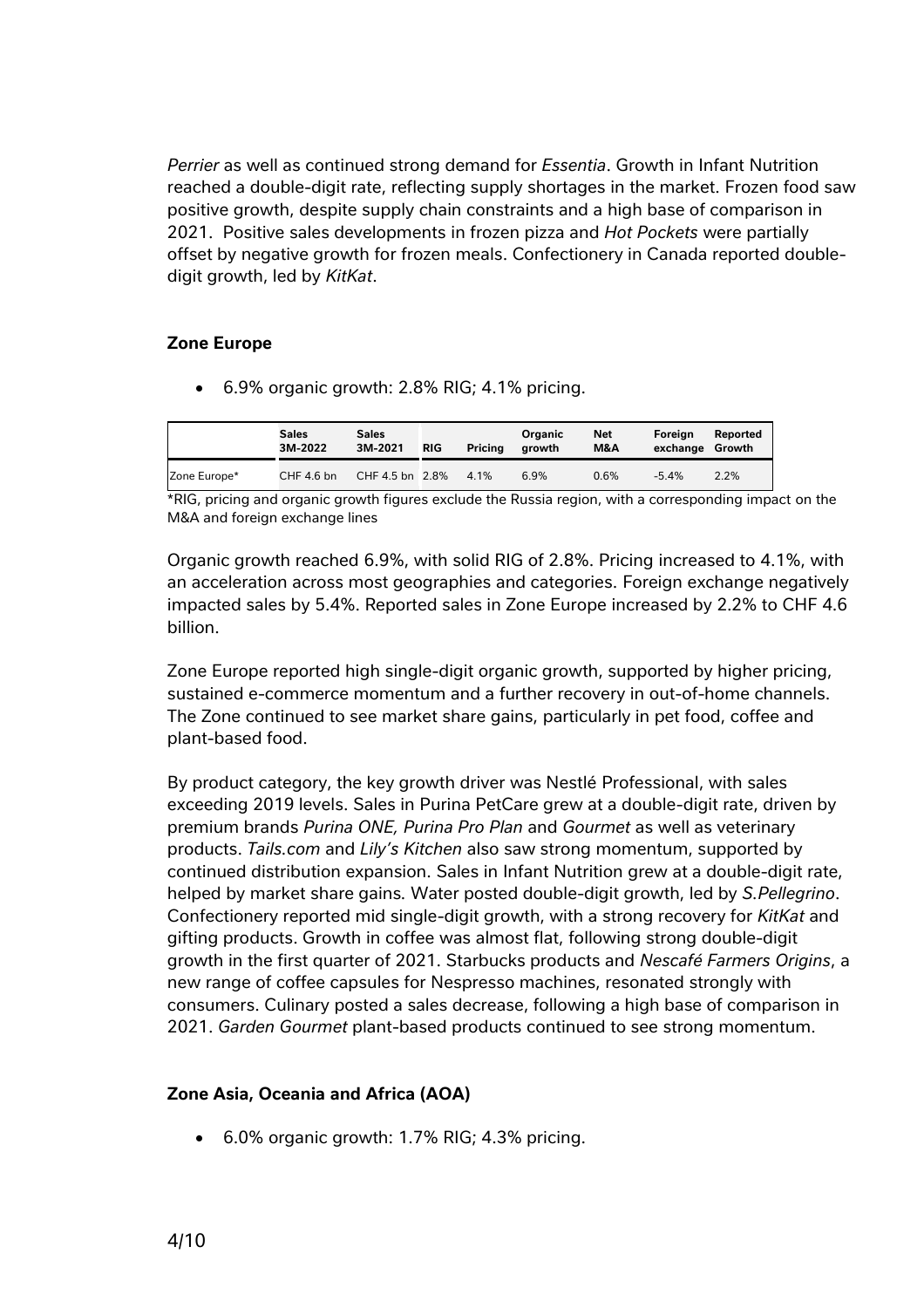*Perrier* as well as continued strong demand for *Essentia*. Growth in Infant Nutrition reached a double-digit rate, reflecting supply shortages in the market. Frozen food saw positive growth, despite supply chain constraints and a high base of comparison in 2021. Positive sales developments in frozen pizza and *Hot Pockets* were partially offset by negative growth for frozen meals. Confectionery in Canada reported double-digit growth, led by *KitKat*.

## Zone Europe

- 6.9% organic growth: 2.8% RIG; 4.1% pricing.

| | Sales 3M-2022 | Sales 3M-2021 | RIG | Pricing | Organic growth | Net M&A | Foreign exchange | Reported Growth |
|---|---|---|---|---|---|---|---|---|
| Zone Europe* | CHF 4.6 bn | CHF 4.5 bn | 2.8% | 4.1% | 6.9% | 0.6% | -5.4% | 2.2% |

*RIG, pricing and organic growth figures exclude the Russia region, with a corresponding impact on the M&A and foreign exchange lines

Organic growth reached 6.9%, with solid RIG of 2.8%. Pricing increased to 4.1%, with an acceleration across most geographies and categories. Foreign exchange negatively impacted sales by 5.4%. Reported sales in Zone Europe increased by 2.2% to CHF 4.6 billion.

Zone Europe reported high single-digit organic growth, supported by higher pricing, sustained e-commerce momentum and a further recovery in out-of-home channels. The Zone continued to see market share gains, particularly in pet food, coffee and plant-based food.

By product category, the key growth driver was Nestlé Professional, with sales exceeding 2019 levels. Sales in Purina PetCare grew at a double-digit rate, driven by premium brands *Purina ONE, Purina Pro Plan* and *Gourmet* as well as veterinary products. *Tails.com* and *Lily's Kitchen* also saw strong momentum, supported by continued distribution expansion. Sales in Infant Nutrition grew at a double-digit rate, helped by market share gains. Water posted double-digit growth, led by *S.Pellegrino*. Confectionery reported mid single-digit growth, with a strong recovery for *KitKat* and gifting products. Growth in coffee was almost flat, following strong double-digit growth in the first quarter of 2021. Starbucks products and *Nescafé Farmers Origins*, a new range of coffee capsules for Nespresso machines, resonated strongly with consumers. Culinary posted a sales decrease, following a high base of comparison in 2021. *Garden Gourmet* plant-based products continued to see strong momentum.

## Zone Asia, Oceania and Africa (AOA)

- 6.0% organic growth: 1.7% RIG; 4.3% pricing.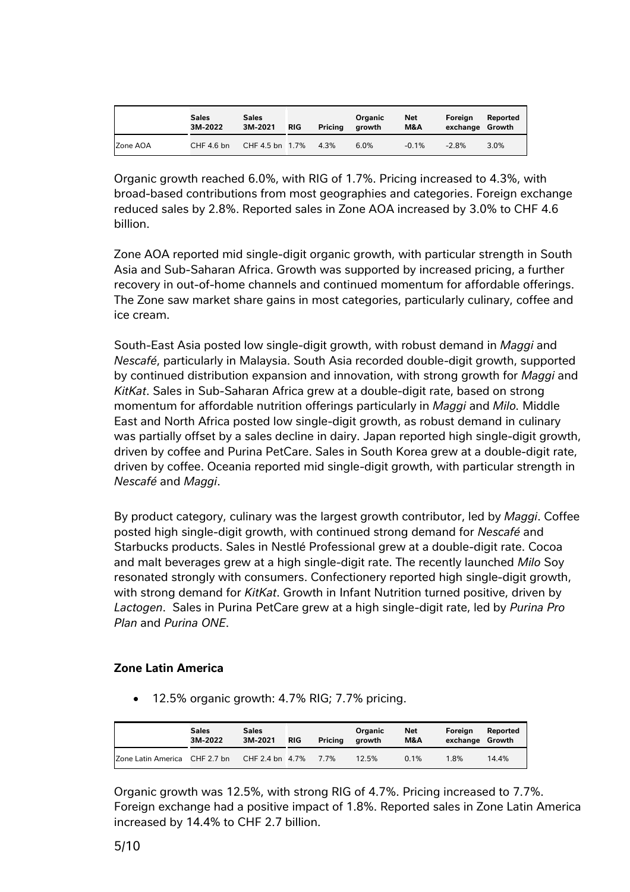| | Sales 3M-2022 | Sales 3M-2021 | RIG | Pricing | Organic growth | Net M&A | Foreign exchange | Reported Growth |
|---|---|---|---|---|---|---|---|---|
| Zone AOA | CHF 4.6 bn | CHF 4.5 bn | 1.7% | 4.3% | 6.0% | -0.1% | -2.8% | 3.0% |

Organic growth reached 6.0%, with RIG of 1.7%. Pricing increased to 4.3%, with broad-based contributions from most geographies and categories. Foreign exchange reduced sales by 2.8%. Reported sales in Zone AOA increased by 3.0% to CHF 4.6 billion.

Zone AOA reported mid single-digit organic growth, with particular strength in South Asia and Sub-Saharan Africa. Growth was supported by increased pricing, a further recovery in out-of-home channels and continued momentum for affordable offerings. The Zone saw market share gains in most categories, particularly culinary, coffee and ice cream.

South-East Asia posted low single-digit growth, with robust demand in *Maggi* and *Nescafé*, particularly in Malaysia. South Asia recorded double-digit growth, supported by continued distribution expansion and innovation, with strong growth for *Maggi* and *KitKat*. Sales in Sub-Saharan Africa grew at a double-digit rate, based on strong momentum for affordable nutrition offerings particularly in *Maggi* and *Milo.* Middle East and North Africa posted low single-digit growth, as robust demand in culinary was partially offset by a sales decline in dairy. Japan reported high single-digit growth, driven by coffee and Purina PetCare. Sales in South Korea grew at a double-digit rate, driven by coffee. Oceania reported mid single-digit growth, with particular strength in *Nescafé* and *Maggi*.

By product category, culinary was the largest growth contributor, led by *Maggi*. Coffee posted high single-digit growth, with continued strong demand for *Nescafé* and Starbucks products. Sales in Nestlé Professional grew at a double-digit rate. Cocoa and malt beverages grew at a high single-digit rate. The recently launched *Milo* Soy resonated strongly with consumers. Confectionery reported high single-digit growth, with strong demand for *KitKat*. Growth in Infant Nutrition turned positive, driven by *Lactogen*. Sales in Purina PetCare grew at a high single-digit rate, led by *Purina Pro Plan* and *Purina ONE*.

**Zone Latin America**

- 12.5% organic growth: 4.7% RIG; 7.7% pricing.

| | Sales 3M-2022 | Sales 3M-2021 | RIG | Pricing | Organic growth | Net M&A | Foreign exchange | Reported Growth |
|---|---|---|---|---|---|---|---|---|
| Zone Latin America | CHF 2.7 bn | CHF 2.4 bn | 4.7% | 7.7% | 12.5% | 0.1% | 1.8% | 14.4% |

Organic growth was 12.5%, with strong RIG of 4.7%. Pricing increased to 7.7%. Foreign exchange had a positive impact of 1.8%. Reported sales in Zone Latin America increased by 14.4% to CHF 2.7 billion.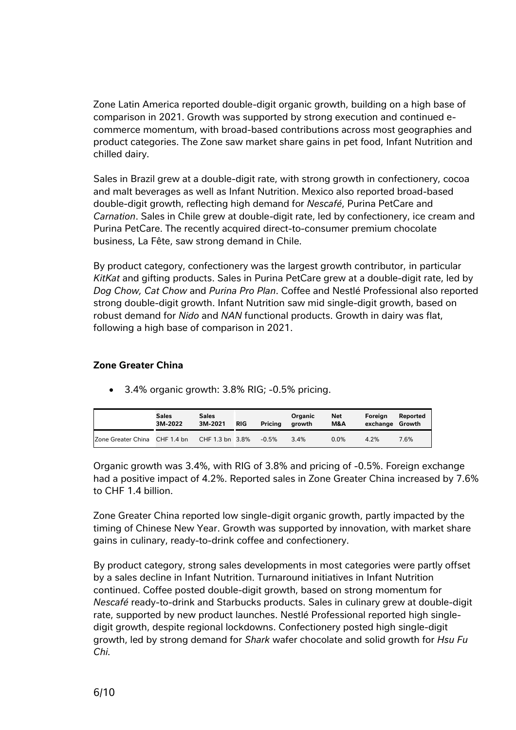Zone Latin America reported double-digit organic growth, building on a high base of comparison in 2021. Growth was supported by strong execution and continued e-commerce momentum, with broad-based contributions across most geographies and product categories. The Zone saw market share gains in pet food, Infant Nutrition and chilled dairy.

Sales in Brazil grew at a double-digit rate, with strong growth in confectionery, cocoa and malt beverages as well as Infant Nutrition. Mexico also reported broad-based double-digit growth, reflecting high demand for *Nescafé*, Purina PetCare and *Carnation*. Sales in Chile grew at double-digit rate, led by confectionery, ice cream and Purina PetCare. The recently acquired direct-to-consumer premium chocolate business, La Fête, saw strong demand in Chile.

By product category, confectionery was the largest growth contributor, in particular *KitKat* and gifting products. Sales in Purina PetCare grew at a double-digit rate, led by *Dog Chow, Cat Chow* and *Purina Pro Plan*. Coffee and Nestlé Professional also reported strong double-digit growth. Infant Nutrition saw mid single-digit growth, based on robust demand for *Nido* and *NAN* functional products. Growth in dairy was flat, following a high base of comparison in 2021.

## Zone Greater China

- 3.4% organic growth: 3.8% RIG; -0.5% pricing.

| | Sales 3M-2022 | Sales 3M-2021 | RIG | Pricing | Organic growth | Net M&A | Foreign exchange | Reported Growth |
|---|---|---|---|---|---|---|---|---|
| Zone Greater China | CHF 1.4 bn | CHF 1.3 bn | 3.8% | -0.5% | 3.4% | 0.0% | 4.2% | 7.6% |

Organic growth was 3.4%, with RIG of 3.8% and pricing of -0.5%. Foreign exchange had a positive impact of 4.2%. Reported sales in Zone Greater China increased by 7.6% to CHF 1.4 billion.

Zone Greater China reported low single-digit organic growth, partly impacted by the timing of Chinese New Year. Growth was supported by innovation, with market share gains in culinary, ready-to-drink coffee and confectionery.

By product category, strong sales developments in most categories were partly offset by a sales decline in Infant Nutrition. Turnaround initiatives in Infant Nutrition continued. Coffee posted double-digit growth, based on strong momentum for *Nescafé* ready-to-drink and Starbucks products. Sales in culinary grew at double-digit rate, supported by new product launches. Nestlé Professional reported high single-digit growth, despite regional lockdowns. Confectionery posted high single-digit growth, led by strong demand for *Shark* wafer chocolate and solid growth for *Hsu Fu Chi*.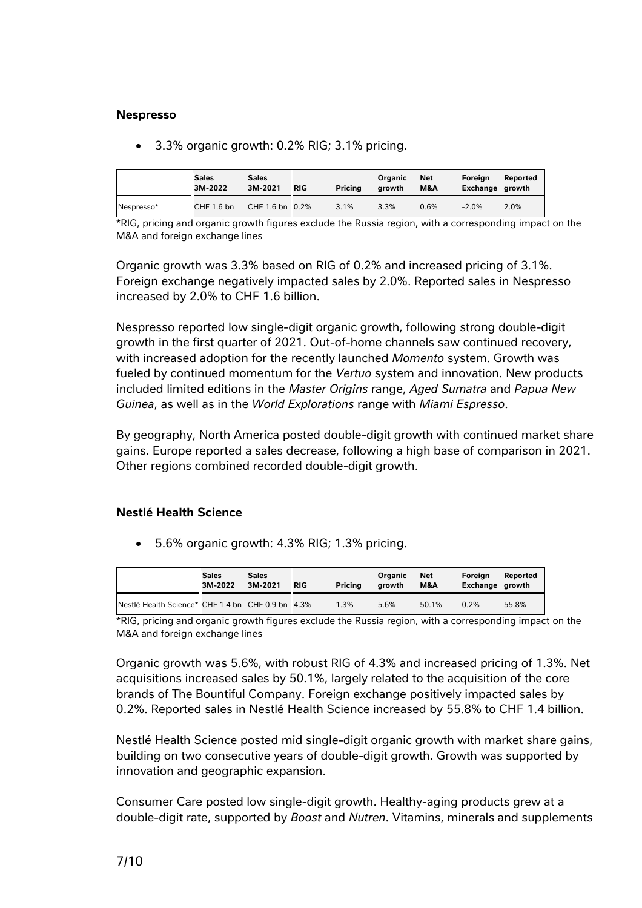### Nespresso

- 3.3% organic growth: 0.2% RIG; 3.1% pricing.

| | Sales 3M-2022 | Sales 3M-2021 | RIG | Pricing | Organic growth | Net M&A | Foreign Exchange | Reported growth |
|---|---|---|---|---|---|---|---|---|
| Nespresso* | CHF 1.6 bn | CHF 1.6 bn | 0.2% | 3.1% | 3.3% | 0.6% | -2.0% | 2.0% |

*RIG, pricing and organic growth figures exclude the Russia region, with a corresponding impact on the M&A and foreign exchange lines

Organic growth was 3.3% based on RIG of 0.2% and increased pricing of 3.1%. Foreign exchange negatively impacted sales by 2.0%. Reported sales in Nespresso increased by 2.0% to CHF 1.6 billion.

Nespresso reported low single-digit organic growth, following strong double-digit growth in the first quarter of 2021. Out-of-home channels saw continued recovery, with increased adoption for the recently launched *Momento* system. Growth was fueled by continued momentum for the *Vertuo* system and innovation. New products included limited editions in the *Master Origins* range, *Aged Sumatra* and *Papua New Guinea*, as well as in the *World Explorations* range with *Miami Espresso*.

By geography, North America posted double-digit growth with continued market share gains. Europe reported a sales decrease, following a high base of comparison in 2021. Other regions combined recorded double-digit growth.

### Nestlé Health Science

- 5.6% organic growth: 4.3% RIG; 1.3% pricing.

| | Sales 3M-2022 | Sales 3M-2021 | RIG | Pricing | Organic growth | Net M&A | Foreign Exchange | Reported growth |
|---|---|---|---|---|---|---|---|---|
| Nestlé Health Science* | CHF 1.4 bn | CHF 0.9 bn | 4.3% | 1.3% | 5.6% | 50.1% | 0.2% | 55.8% |

*RIG, pricing and organic growth figures exclude the Russia region, with a corresponding impact on the M&A and foreign exchange lines

Organic growth was 5.6%, with robust RIG of 4.3% and increased pricing of 1.3%. Net acquisitions increased sales by 50.1%, largely related to the acquisition of the core brands of The Bountiful Company. Foreign exchange positively impacted sales by 0.2%. Reported sales in Nestlé Health Science increased by 55.8% to CHF 1.4 billion.

Nestlé Health Science posted mid single-digit organic growth with market share gains, building on two consecutive years of double-digit growth. Growth was supported by innovation and geographic expansion.

Consumer Care posted low single-digit growth. Healthy-aging products grew at a double-digit rate, supported by *Boost* and *Nutren*. Vitamins, minerals and supplements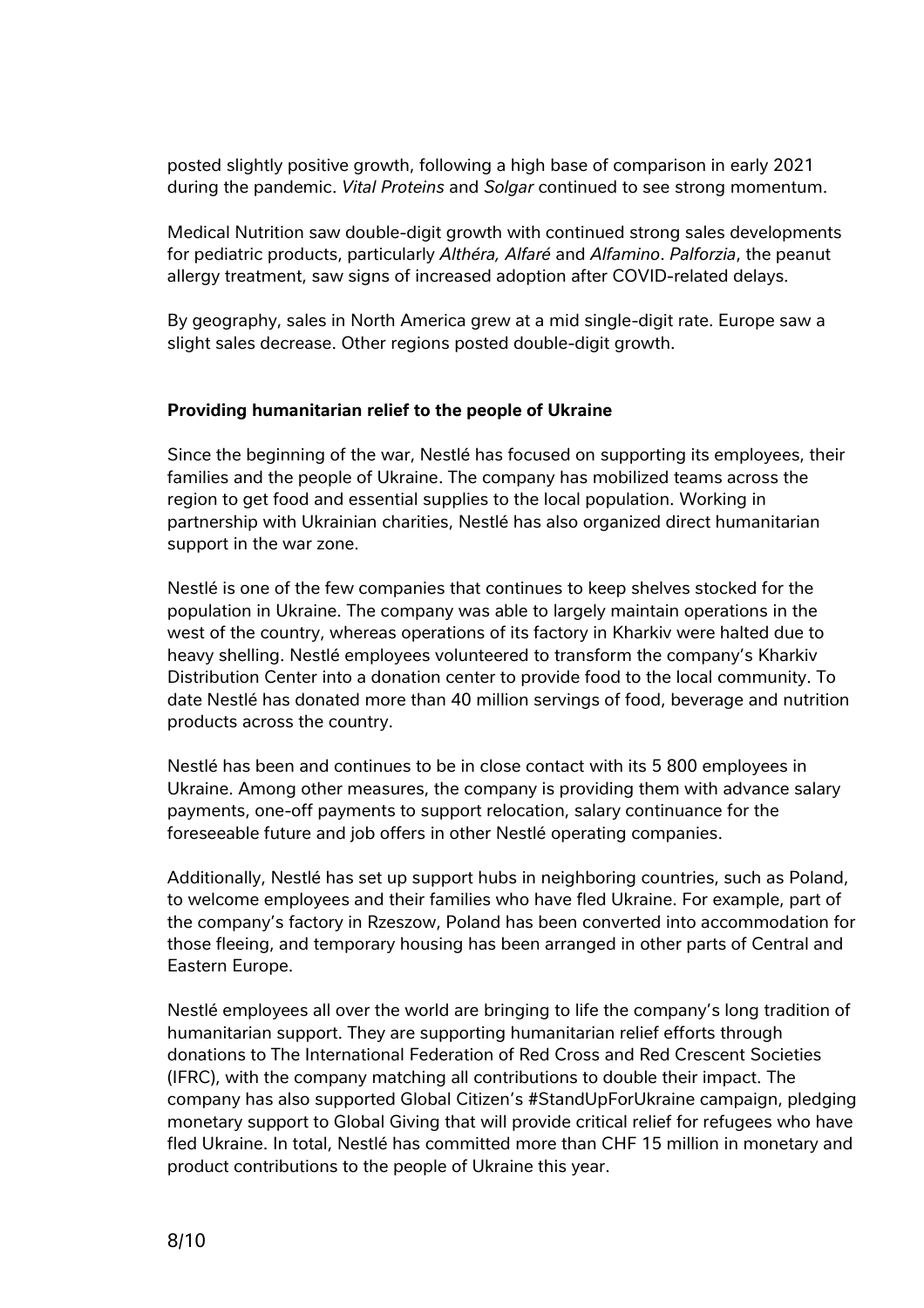posted slightly positive growth, following a high base of comparison in early 2021 during the pandemic. *Vital Proteins* and *Solgar* continued to see strong momentum.

Medical Nutrition saw double-digit growth with continued strong sales developments for pediatric products, particularly *Althéra, Alfaré* and *Alfamino*. *Palforzia*, the peanut allergy treatment, saw signs of increased adoption after COVID-related delays.

By geography, sales in North America grew at a mid single-digit rate. Europe saw a slight sales decrease. Other regions posted double-digit growth.

**Providing humanitarian relief to the people of Ukraine**

Since the beginning of the war, Nestlé has focused on supporting its employees, their families and the people of Ukraine. The company has mobilized teams across the region to get food and essential supplies to the local population. Working in partnership with Ukrainian charities, Nestlé has also organized direct humanitarian support in the war zone.

Nestlé is one of the few companies that continues to keep shelves stocked for the population in Ukraine. The company was able to largely maintain operations in the west of the country, whereas operations of its factory in Kharkiv were halted due to heavy shelling. Nestlé employees volunteered to transform the company's Kharkiv Distribution Center into a donation center to provide food to the local community. To date Nestlé has donated more than 40 million servings of food, beverage and nutrition products across the country.

Nestlé has been and continues to be in close contact with its 5 800 employees in Ukraine. Among other measures, the company is providing them with advance salary payments, one-off payments to support relocation, salary continuance for the foreseeable future and job offers in other Nestlé operating companies.

Additionally, Nestlé has set up support hubs in neighboring countries, such as Poland, to welcome employees and their families who have fled Ukraine. For example, part of the company's factory in Rzeszow, Poland has been converted into accommodation for those fleeing, and temporary housing has been arranged in other parts of Central and Eastern Europe.

Nestlé employees all over the world are bringing to life the company's long tradition of humanitarian support. They are supporting humanitarian relief efforts through donations to The International Federation of Red Cross and Red Crescent Societies (IFRC), with the company matching all contributions to double their impact. The company has also supported Global Citizen's #StandUpForUkraine campaign, pledging monetary support to Global Giving that will provide critical relief for refugees who have fled Ukraine. In total, Nestlé has committed more than CHF 15 million in monetary and product contributions to the people of Ukraine this year.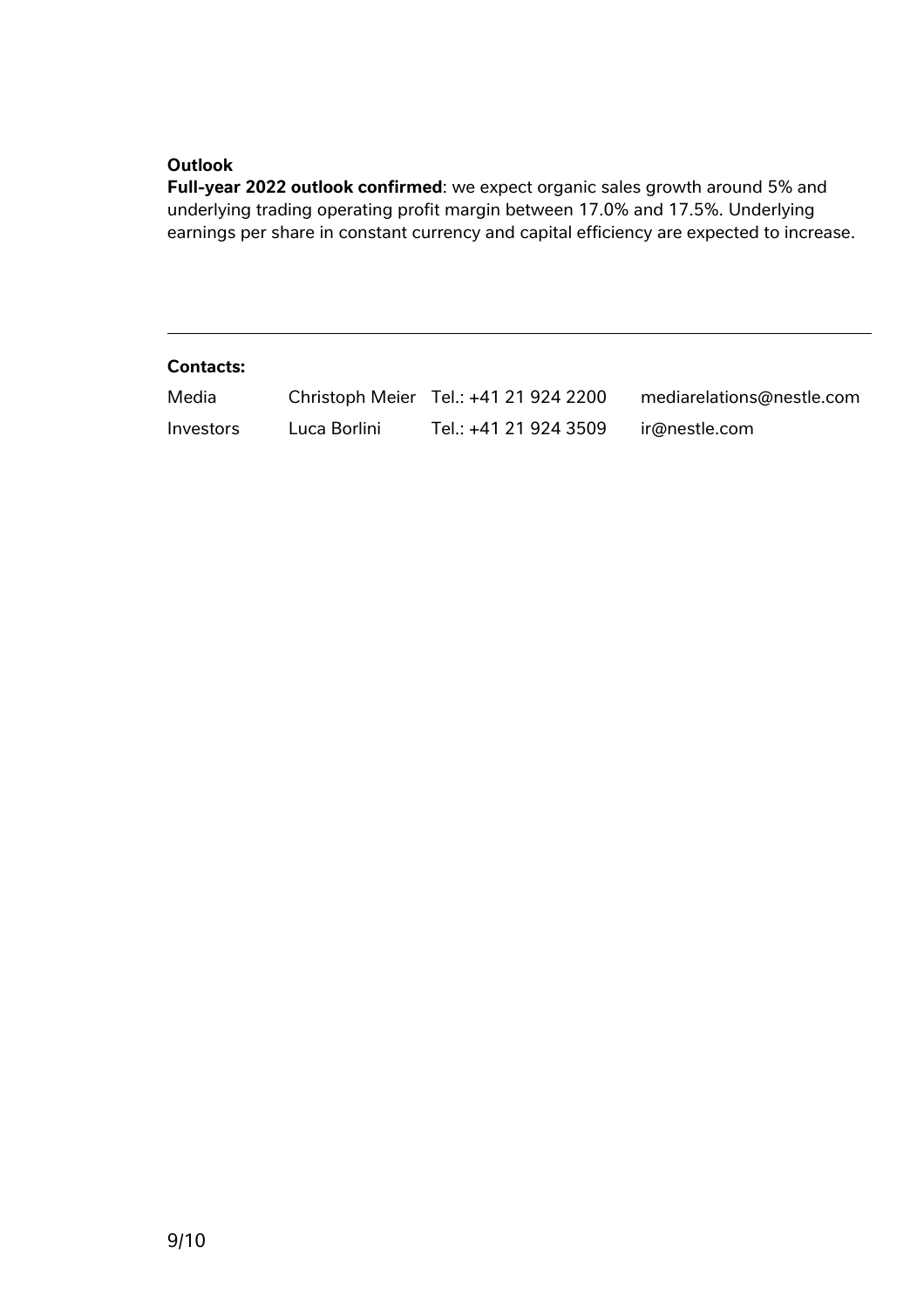**Outlook**

**Full-year 2022 outlook confirmed**: we expect organic sales growth around 5% and underlying trading operating profit margin between 17.0% and 17.5%. Underlying earnings per share in constant currency and capital efficiency are expected to increase.

---

**Contacts:**

| | | | |
|---|---|---|---|
| Media | Christoph Meier | Tel.: +41 21 924 2200 | mediarelations@nestle.com |
| Investors | Luca Borlini | Tel.: +41 21 924 3509 | ir@nestle.com |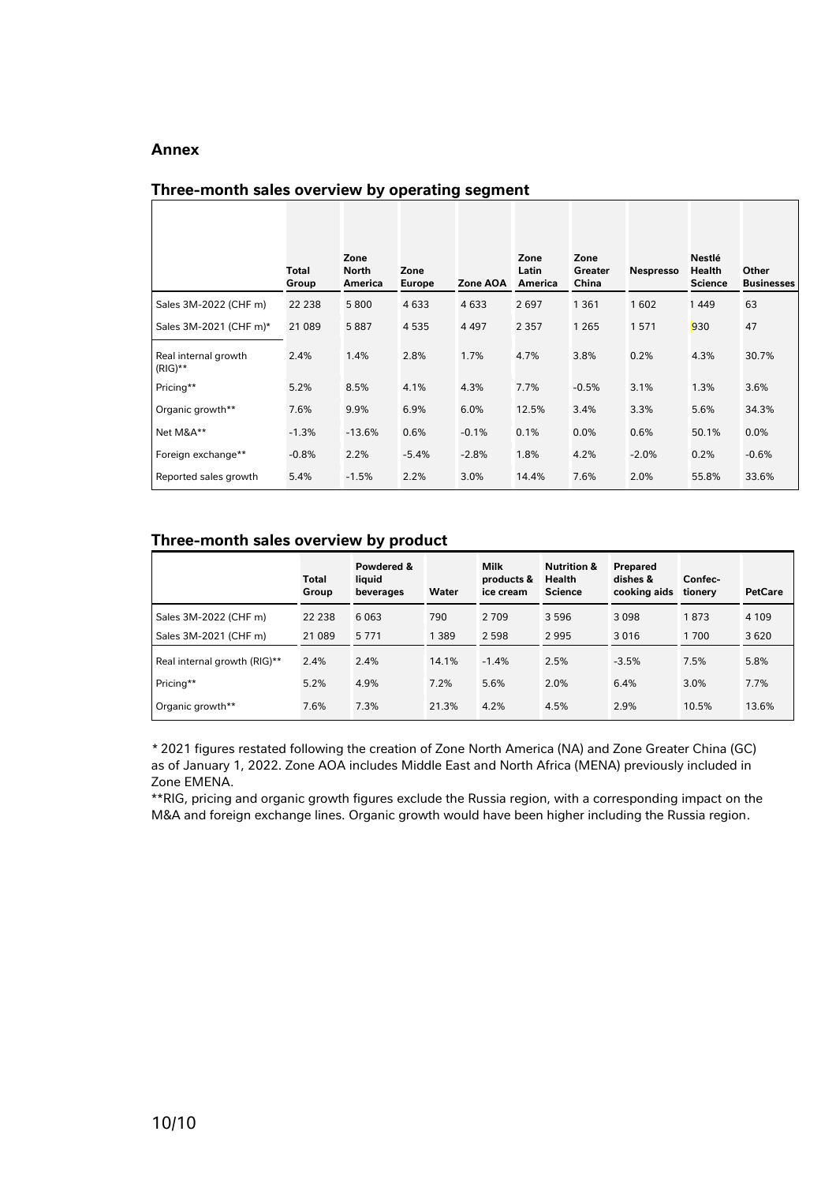## Annex

### Three-month sales overview by operating segment

| | Total Group | Zone North America | Zone Europe | Zone AOA | Zone Latin America | Zone Greater China | Nespresso | Nestlé Health Science | Other Businesses |
|---|---|---|---|---|---|---|---|---|---|
| Sales 3M-2022 (CHF m) | 22 238 | 5 800 | 4 633 | 4 633 | 2 697 | 1 361 | 1 602 | 1 449 | 63 |
| Sales 3M-2021 (CHF m)* | 21 089 | 5 887 | 4 535 | 4 497 | 2 357 | 1 265 | 1 571 | 930 | 47 |
| Real internal growth (RIG)** | 2.4% | 1.4% | 2.8% | 1.7% | 4.7% | 3.8% | 0.2% | 4.3% | 30.7% |
| Pricing** | 5.2% | 8.5% | 4.1% | 4.3% | 7.7% | -0.5% | 3.1% | 1.3% | 3.6% |
| Organic growth** | 7.6% | 9.9% | 6.9% | 6.0% | 12.5% | 3.4% | 3.3% | 5.6% | 34.3% |
| Net M&A** | -1.3% | -13.6% | 0.6% | -0.1% | 0.1% | 0.0% | 0.6% | 50.1% | 0.0% |
| Foreign exchange** | -0.8% | 2.2% | -5.4% | -2.8% | 1.8% | 4.2% | -2.0% | 0.2% | -0.6% |
| Reported sales growth | 5.4% | -1.5% | 2.2% | 3.0% | 14.4% | 7.6% | 2.0% | 55.8% | 33.6% |

### Three-month sales overview by product

| | Total Group | Powdered & liquid beverages | Water | Milk products & ice cream | Nutrition & Health Science | Prepared dishes & cooking aids | Confec-tionery | PetCare |
|---|---|---|---|---|---|---|---|---|
| Sales 3M-2022 (CHF m) | 22 238 | 6 063 | 790 | 2 709 | 3 596 | 3 098 | 1 873 | 4 109 |
| Sales 3M-2021 (CHF m) | 21 089 | 5 771 | 1 389 | 2 598 | 2 995 | 3 016 | 1 700 | 3 620 |
| Real internal growth (RIG)** | 2.4% | 2.4% | 14.1% | -1.4% | 2.5% | -3.5% | 7.5% | 5.8% |
| Pricing** | 5.2% | 4.9% | 7.2% | 5.6% | 2.0% | 6.4% | 3.0% | 7.7% |
| Organic growth** | 7.6% | 7.3% | 21.3% | 4.2% | 4.5% | 2.9% | 10.5% | 13.6% |

* 2021 figures restated following the creation of Zone North America (NA) and Zone Greater China (GC) as of January 1, 2022. Zone AOA includes Middle East and North Africa (MENA) previously included in Zone EMENA.

**RIG, pricing and organic growth figures exclude the Russia region, with a corresponding impact on the M&A and foreign exchange lines. Organic growth would have been higher including the Russia region.